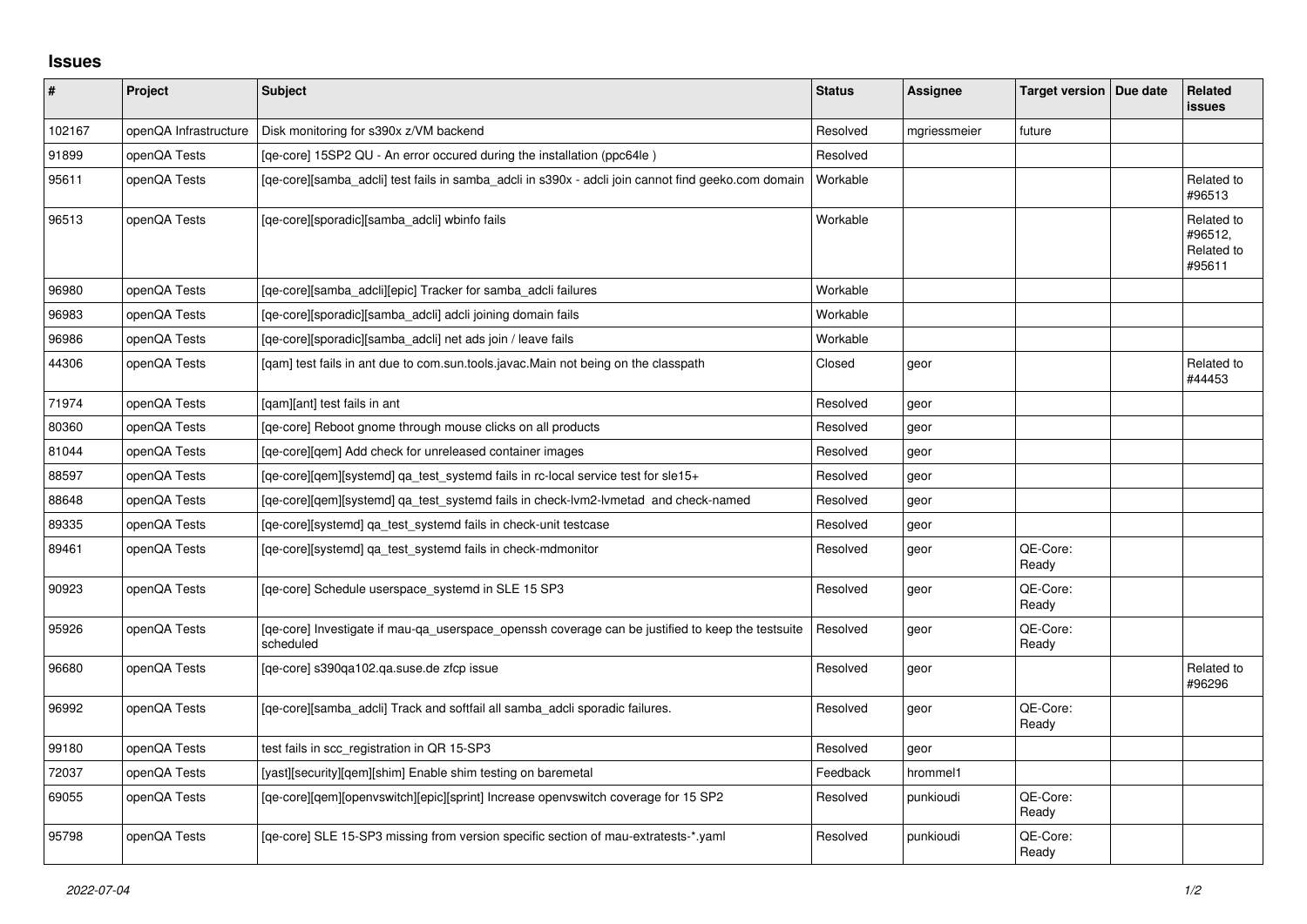## Issues

| # | Project | Subject | Status | Assignee | Target version | Due date | Related issues |
|---|---|---|---|---|---|---|---|
| 102167 | openQA Infrastructure | Disk monitoring for s390x z/VM backend | Resolved | mgriessmeier | future | | |
| 91899 | openQA Tests | [qe-core] 15SP2 QU - An error occured during the installation (ppc64le ) | Resolved | | | | |
| 95611 | openQA Tests | [qe-core][samba_adcli] test fails in samba_adcli in s390x - adcli join cannot find geeko.com domain | Workable | | | | Related to #96513 |
| 96513 | openQA Tests | [qe-core][sporadic][samba_adcli] wbinfo fails | Workable | | | | Related to #96512, Related to #95611 |
| 96980 | openQA Tests | [qe-core][samba_adcli][epic] Tracker for samba_adcli failures | Workable | | | | |
| 96983 | openQA Tests | [qe-core][sporadic][samba_adcli] adcli joining domain fails | Workable | | | | |
| 96986 | openQA Tests | [qe-core][sporadic][samba_adcli] net ads join / leave fails | Workable | | | | |
| 44306 | openQA Tests | [qam] test fails in ant due to com.sun.tools.javac.Main not being on the classpath | Closed | geor | | | Related to #44453 |
| 71974 | openQA Tests | [qam][ant] test fails in ant | Resolved | geor | | | |
| 80360 | openQA Tests | [qe-core] Reboot gnome through mouse clicks on all products | Resolved | geor | | | |
| 81044 | openQA Tests | [qe-core][qem] Add check for unreleased container images | Resolved | geor | | | |
| 88597 | openQA Tests | [qe-core][qem][systemd] qa_test_systemd fails in rc-local service test for sle15+ | Resolved | geor | | | |
| 88648 | openQA Tests | [qe-core][qem][systemd] qa_test_systemd fails in check-lvm2-lvmetad and check-named | Resolved | geor | | | |
| 89335 | openQA Tests | [qe-core][systemd] qa_test_systemd fails in check-unit testcase | Resolved | geor | | | |
| 89461 | openQA Tests | [qe-core][systemd] qa_test_systemd fails in check-mdmonitor | Resolved | geor | QE-Core: Ready | | |
| 90923 | openQA Tests | [qe-core] Schedule userspace_systemd in SLE 15 SP3 | Resolved | geor | QE-Core: Ready | | |
| 95926 | openQA Tests | [qe-core] Investigate if mau-qa_userspace_openssh coverage can be justified to keep the testsuite scheduled | Resolved | geor | QE-Core: Ready | | |
| 96680 | openQA Tests | [qe-core] s390qa102.qa.suse.de zfcp issue | Resolved | geor | | | Related to #96296 |
| 96992 | openQA Tests | [qe-core][samba_adcli] Track and softfail all samba_adcli sporadic failures. | Resolved | geor | QE-Core: Ready | | |
| 99180 | openQA Tests | test fails in scc_registration in QR 15-SP3 | Resolved | geor | | | |
| 72037 | openQA Tests | [yast][security][qem][shim] Enable shim testing on baremetal | Feedback | hrommel1 | | | |
| 69055 | openQA Tests | [qe-core][qem][openvswitch][epic][sprint] Increase openvswitch coverage for 15 SP2 | Resolved | punkioudi | QE-Core: Ready | | |
| 95798 | openQA Tests | [qe-core] SLE 15-SP3 missing from version specific section of mau-extratests-*.yaml | Resolved | punkioudi | QE-Core: Ready | | |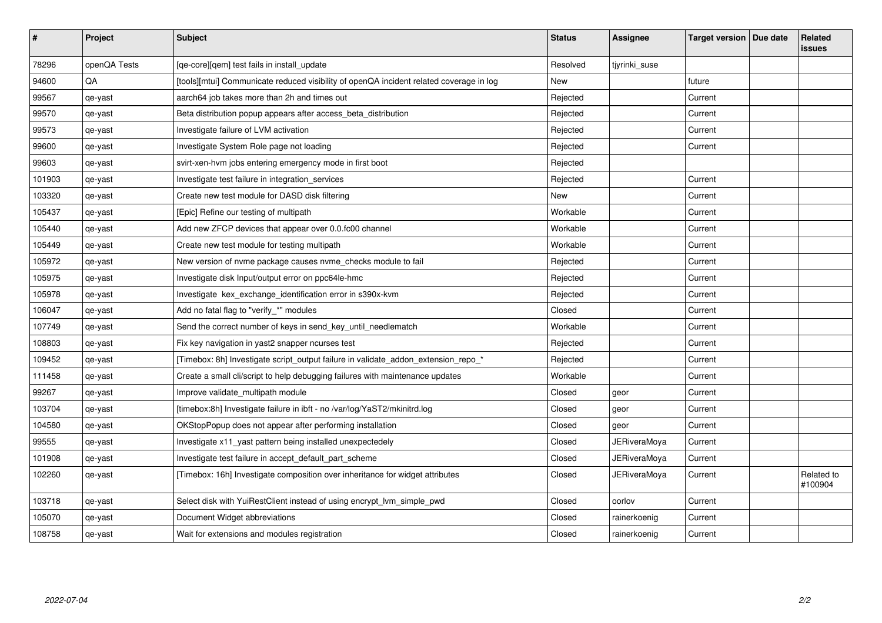| # | Project | Subject | Status | Assignee | Target version | Due date | Related issues |
|---|---|---|---|---|---|---|---|
| 78296 | openQA Tests | [qe-core][qem] test fails in install_update | Resolved | tjyrinki_suse | | | |
| 94600 | QA | [tools][mtui] Communicate reduced visibility of openQA incident related coverage in log | New | | future | | |
| 99567 | qe-yast | aarch64 job takes more than 2h and times out | Rejected | | Current | | |
| 99570 | qe-yast | Beta distribution popup appears after access_beta_distribution | Rejected | | Current | | |
| 99573 | qe-yast | Investigate failure of LVM activation | Rejected | | Current | | |
| 99600 | qe-yast | Investigate System Role page not loading | Rejected | | Current | | |
| 99603 | qe-yast | svirt-xen-hvm jobs entering emergency mode in first boot | Rejected | | | | |
| 101903 | qe-yast | Investigate test failure in integration_services | Rejected | | Current | | |
| 103320 | qe-yast | Create new test module for DASD disk filtering | New | | Current | | |
| 105437 | qe-yast | [Epic] Refine our testing of multipath | Workable | | Current | | |
| 105440 | qe-yast | Add new ZFCP devices that appear over 0.0.fc00 channel | Workable | | Current | | |
| 105449 | qe-yast | Create new test module for testing multipath | Workable | | Current | | |
| 105972 | qe-yast | New version of nvme package causes nvme_checks module to fail | Rejected | | Current | | |
| 105975 | qe-yast | Investigate disk Input/output error on ppc64le-hmc | Rejected | | Current | | |
| 105978 | qe-yast | Investigate kex_exchange_identification error in s390x-kvm | Rejected | | Current | | |
| 106047 | qe-yast | Add no fatal flag to "verify_*" modules | Closed | | Current | | |
| 107749 | qe-yast | Send the correct number of keys in send_key_until_needlematch | Workable | | Current | | |
| 108803 | qe-yast | Fix key navigation in yast2 snapper ncurses test | Rejected | | Current | | |
| 109452 | qe-yast | [Timebox: 8h] Investigate script_output failure in validate_addon_extension_repo_* | Rejected | | Current | | |
| 111458 | qe-yast | Create a small cli/script to help debugging failures with maintenance updates | Workable | | Current | | |
| 99267 | qe-yast | Improve validate_multipath module | Closed | geor | Current | | |
| 103704 | qe-yast | [timebox:8h] Investigate failure in ibft - no /var/log/YaST2/mkinitrd.log | Closed | geor | Current | | |
| 104580 | qe-yast | OKStopPopup does not appear after performing installation | Closed | geor | Current | | |
| 99555 | qe-yast | Investigate x11_yast pattern being installed unexpectedely | Closed | JERiveraMoya | Current | | |
| 101908 | qe-yast | Investigate test failure in accept_default_part_scheme | Closed | JERiveraMoya | Current | | |
| 102260 | qe-yast | [Timebox: 16h] Investigate composition over inheritance for widget attributes | Closed | JERiveraMoya | Current | | Related to #100904 |
| 103718 | qe-yast | Select disk with YuiRestClient instead of using encrypt_lvm_simple_pwd | Closed | oorlov | Current | | |
| 105070 | qe-yast | Document Widget abbreviations | Closed | rainerkoenig | Current | | |
| 108758 | qe-yast | Wait for extensions and modules registration | Closed | rainerkoenig | Current | | |